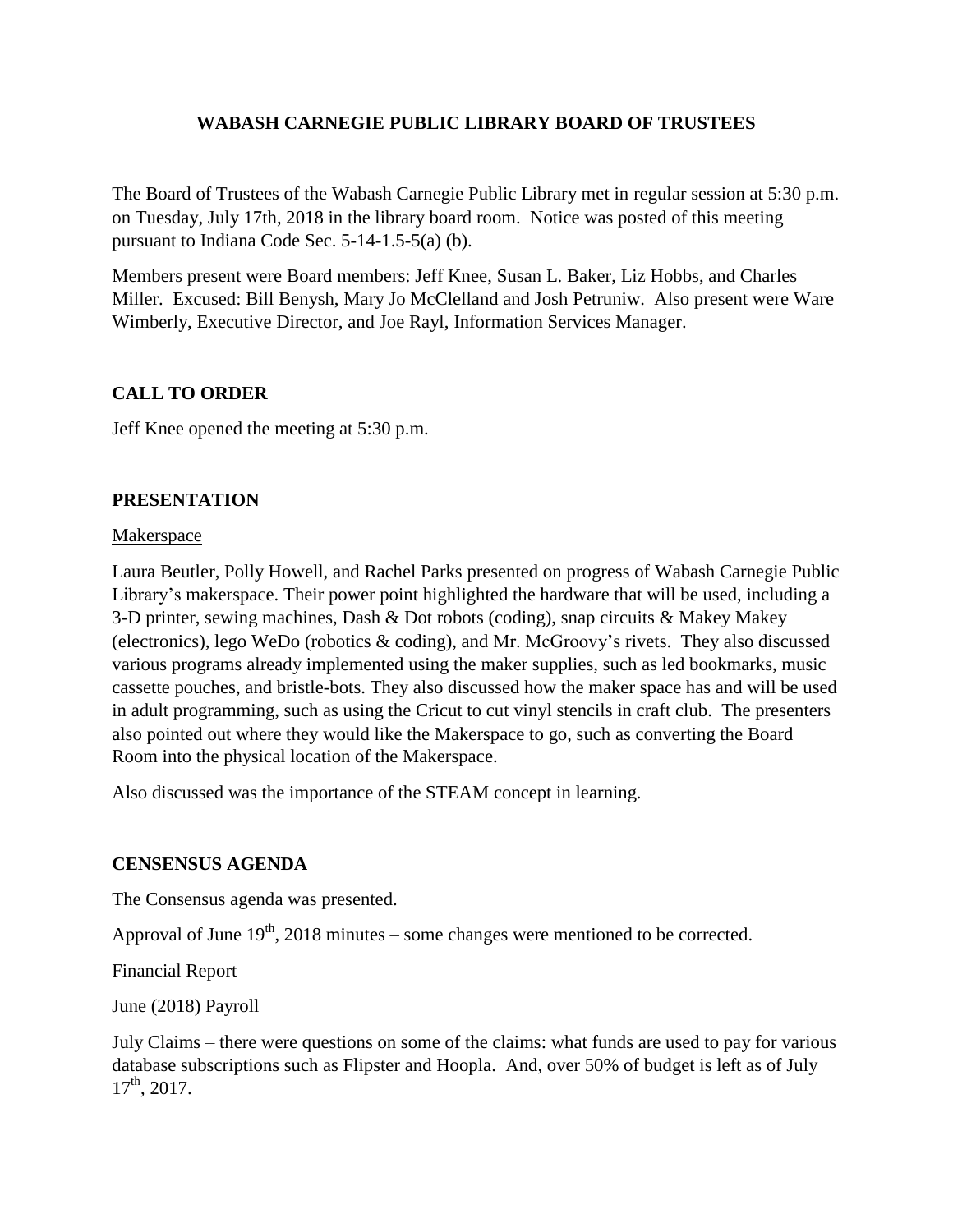# WABASH CARNEGIE PUBLIC LIBRARY BOARD OF TRUSTEES

The Board of Trustees of the Wabash Carnegie Public Library met in regular session at 5:30 p.m. on Tuesday, July 17th, 2018 in the library board room. Notice was posted of this meeting pursuant to Indiana Code Sec. 5-14-1.5-5(a) (b).

Members present were Board members: Jeff Knee, Susan L. Baker, Liz Hobbs, and Charles Miller. Excused: Bill Benysh, Mary Jo McClelland and Josh Petruniw. Also present were Ware Wimberly, Executive Director, and Joe Rayl, Information Services Manager.

## CALL TO ORDER

Jeff Knee opened the meeting at 5:30 p.m.

## PRESENTATION

Makerspace

Laura Beutler, Polly Howell, and Rachel Parks presented on progress of Wabash Carnegie Public Library's makerspace. Their power point highlighted the hardware that will be used, including a 3-D printer, sewing machines, Dash & Dot robots (coding), snap circuits & Makey Makey (electronics), lego WeDo (robotics & coding), and Mr. McGroovy's rivets. They also discussed various programs already implemented using the maker supplies, such as led bookmarks, music cassette pouches, and bristle-bots. They also discussed how the maker space has and will be used in adult programming, such as using the Cricut to cut vinyl stencils in craft club. The presenters also pointed out where they would like the Makerspace to go, such as converting the Board Room into the physical location of the Makerspace.

Also discussed was the importance of the STEAM concept in learning.

## CENSENSUS AGENDA

The Consensus agenda was presented.

Approval of June 19th, 2018 minutes – some changes were mentioned to be corrected.

Financial Report

June (2018) Payroll

July Claims – there were questions on some of the claims: what funds are used to pay for various database subscriptions such as Flipster and Hoopla. And, over 50% of budget is left as of July 17th, 2017.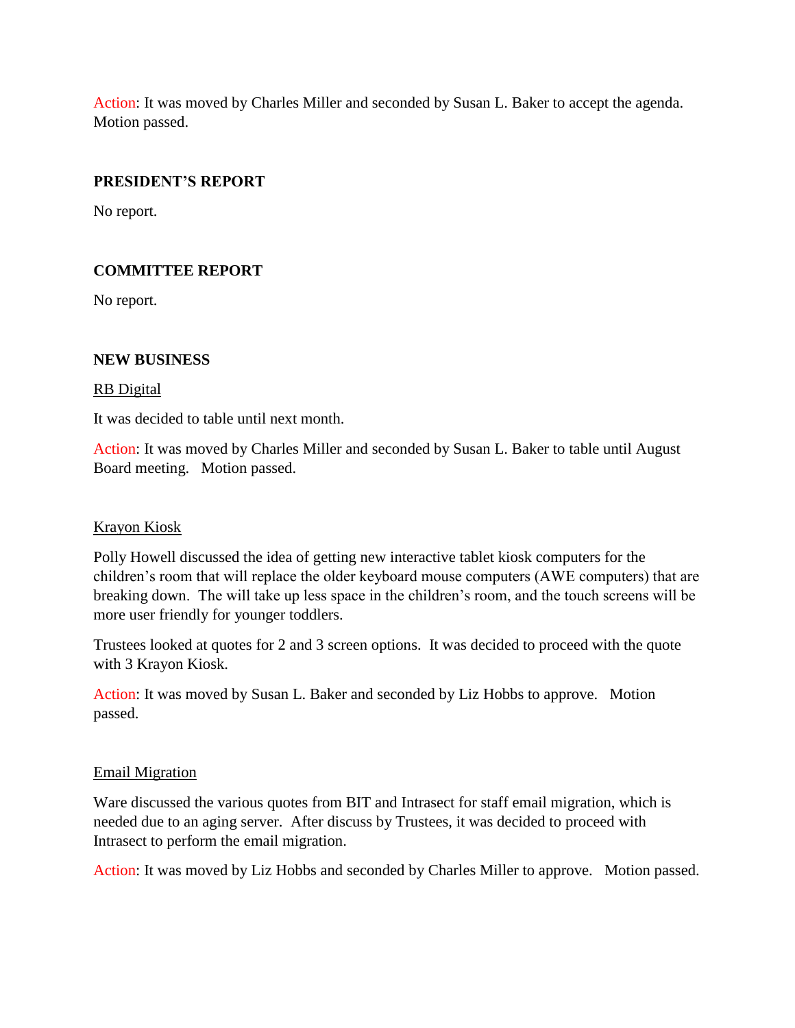Action: It was moved by Charles Miller and seconded by Susan L. Baker to accept the agenda. Motion passed.

## PRESIDENT'S REPORT

No report.

## COMMITTEE REPORT

No report.

## NEW BUSINESS

RB Digital

It was decided to table until next month.

Action: It was moved by Charles Miller and seconded by Susan L. Baker to table until August Board meeting. Motion passed.

Krayon Kiosk

Polly Howell discussed the idea of getting new interactive tablet kiosk computers for the children's room that will replace the older keyboard mouse computers (AWE computers) that are breaking down. The will take up less space in the children's room, and the touch screens will be more user friendly for younger toddlers.

Trustees looked at quotes for 2 and 3 screen options. It was decided to proceed with the quote with 3 Krayon Kiosk.

Action: It was moved by Susan L. Baker and seconded by Liz Hobbs to approve. Motion passed.

Email Migration

Ware discussed the various quotes from BIT and Intrasect for staff email migration, which is needed due to an aging server. After discuss by Trustees, it was decided to proceed with Intrasect to perform the email migration.

Action: It was moved by Liz Hobbs and seconded by Charles Miller to approve. Motion passed.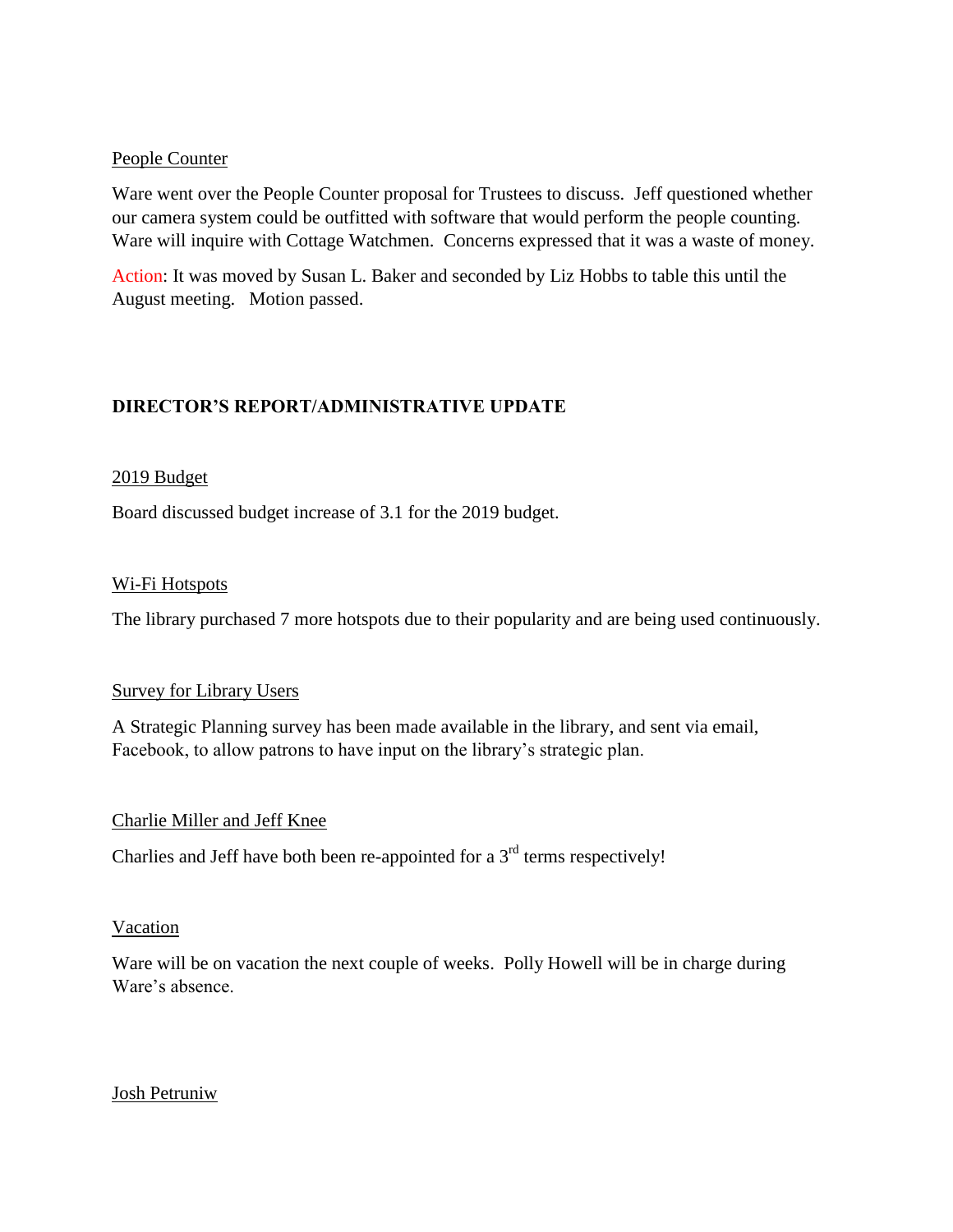People Counter

Ware went over the People Counter proposal for Trustees to discuss. Jeff questioned whether our camera system could be outfitted with software that would perform the people counting. Ware will inquire with Cottage Watchmen. Concerns expressed that it was a waste of money.

Action: It was moved by Susan L. Baker and seconded by Liz Hobbs to table this until the August meeting. Motion passed.

## DIRECTOR'S REPORT/ADMINISTRATIVE UPDATE

2019 Budget

Board discussed budget increase of 3.1 for the 2019 budget.

Wi-Fi Hotspots

The library purchased 7 more hotspots due to their popularity and are being used continuously.

Survey for Library Users

A Strategic Planning survey has been made available in the library, and sent via email, Facebook, to allow patrons to have input on the library's strategic plan.

Charlie Miller and Jeff Knee

Charlies and Jeff have both been re-appointed for a 3rd terms respectively!

Vacation

Ware will be on vacation the next couple of weeks. Polly Howell will be in charge during Ware's absence.

Josh Petruniw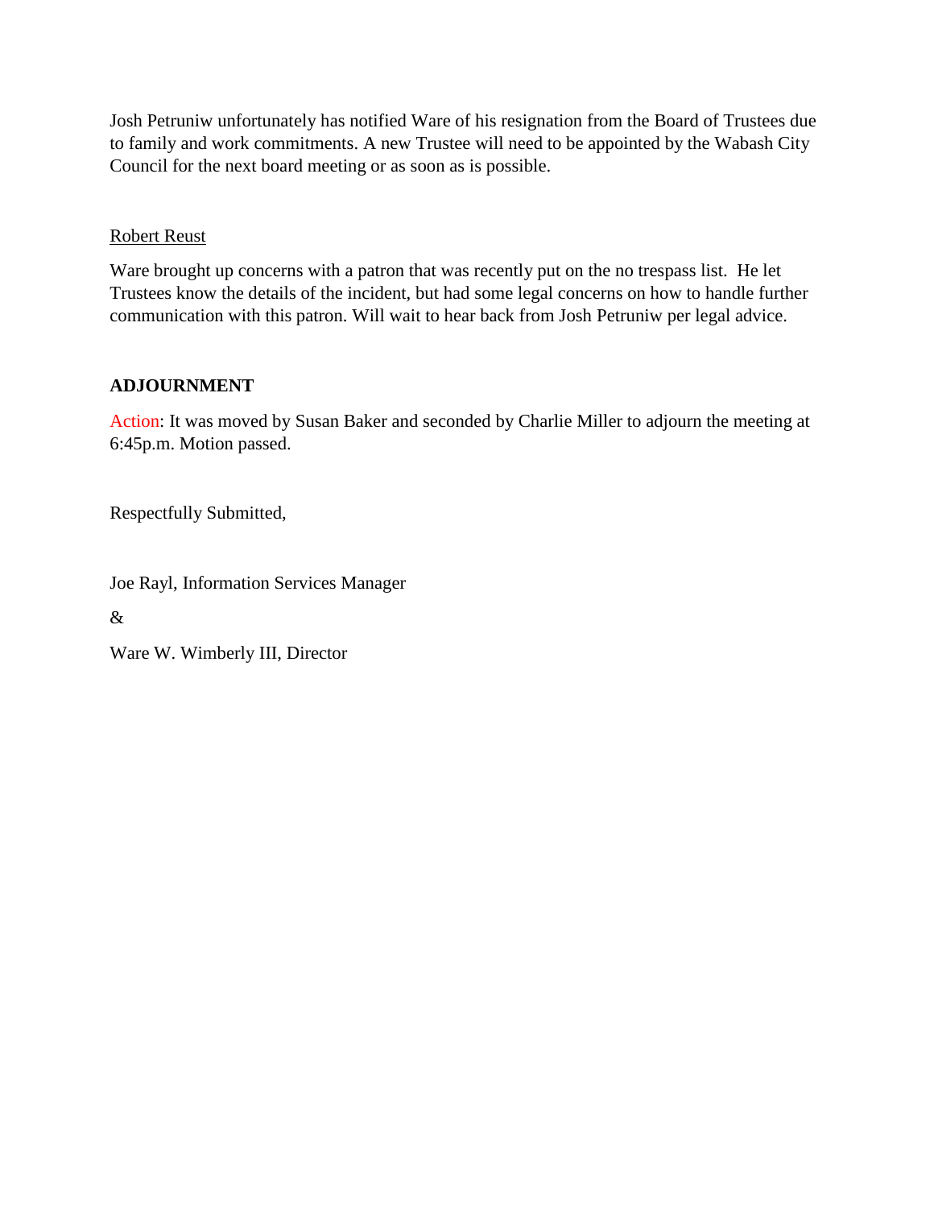Josh Petruniw unfortunately has notified Ware of his resignation from the Board of Trustees due to family and work commitments. A new Trustee will need to be appointed by the Wabash City Council for the next board meeting or as soon as is possible.

Robert Reust

Ware brought up concerns with a patron that was recently put on the no trespass list. He let Trustees know the details of the incident, but had some legal concerns on how to handle further communication with this patron. Will wait to hear back from Josh Petruniw per legal advice.

**ADJOURNMENT**

Action: It was moved by Susan Baker and seconded by Charlie Miller to adjourn the meeting at 6:45p.m. Motion passed.

Respectfully Submitted,

Joe Rayl, Information Services Manager

&

Ware W. Wimberly III, Director